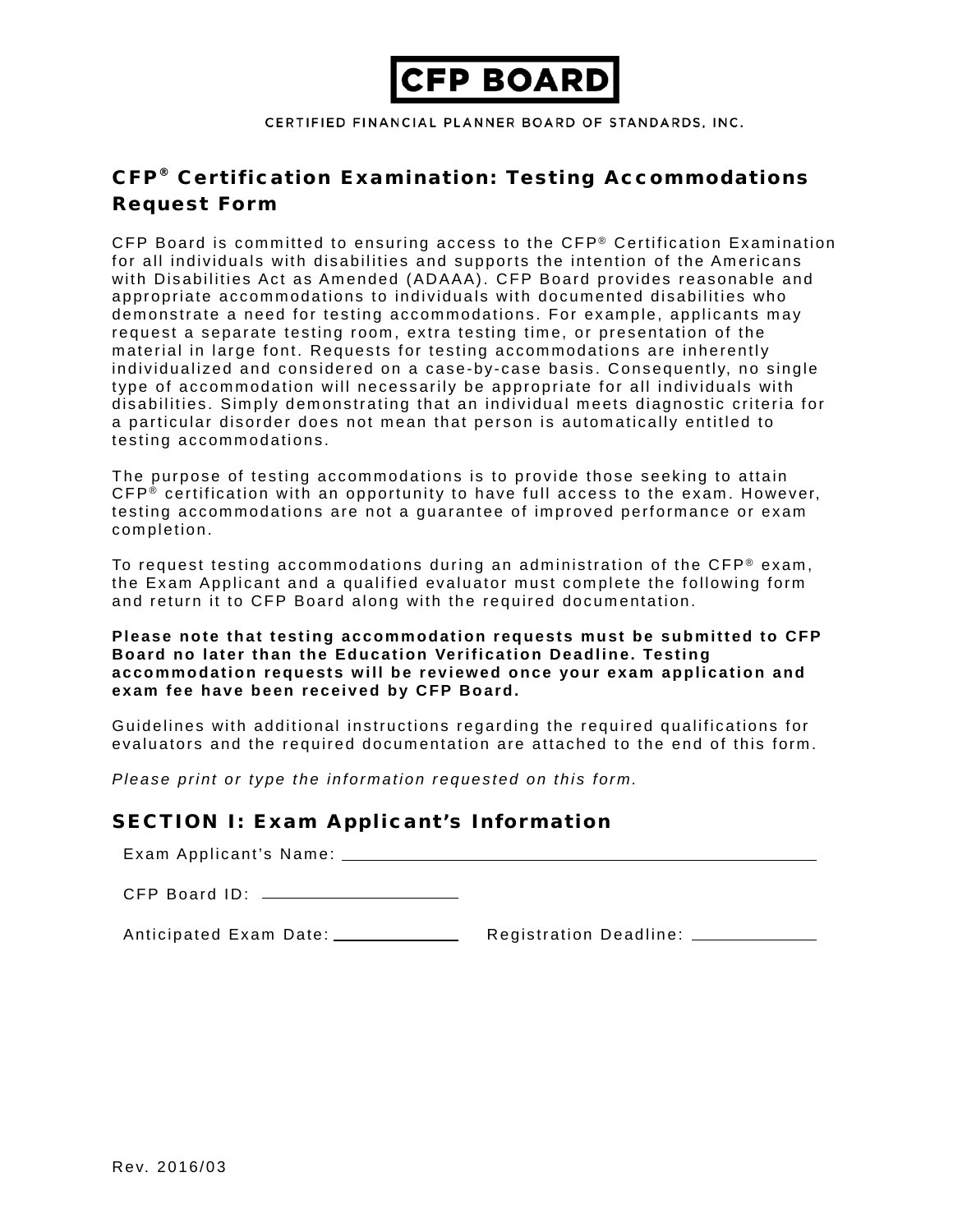**CFP BOARD**

CERTIFIED FINANCIAL PLANNER BOARD OF STANDARDS, INC.

# CFP® Certification Examination: Testing Accommodations Request Form

CFP Board is committed to ensuring access to the CFP® Certification Examination for all individuals with disabilities and supports the intention of the Americans with Disabilities Act as Amended (ADAAA). CFP Board provides reasonable and appropriate accommodations to individuals with documented disabilities who demonstrate a need for testing accommodations. For example, applicants may request a separate testing room, extra testing time, or presentation of the material in large font. Requests for testing accommodations are inherently individualized and considered on a case-by-case basis. Consequently, no single type of accommodation will necessarily be appropriate for all individuals with disabilities. Simply demonstrating that an individual meets diagnostic criteria for a particular disorder does not mean that person is automatically entitled to testing accommodations.

The purpose of testing accommodations is to provide those seeking to attain CFP® certification with an opportunity to have full access to the exam. However, testing accommodations are not a guarantee of improved performance or exam completion.

To request testing accommodations during an administration of the CFP® exam, the Exam Applicant and a qualified evaluator must complete the following form and return it to CFP Board along with the required documentation.

**Please note that testing accommodation requests must be submitted to CFP Board no later than the Education Verification Deadline. Testing accommodation requests will be reviewed once your exam application and exam fee have been received by CFP Board.**

Guidelines with additional instructions regarding the required qualifications for evaluators and the required documentation are attached to the end of this form.

*Please print or type the information requested on this form.*

## SECTION I: Exam Applicant's Information

Exam Applicant's Name: ______________________________

CFP Board ID: ______________

Anticipated Exam Date: __________ Registration Deadline: __________

Rev. 2016/03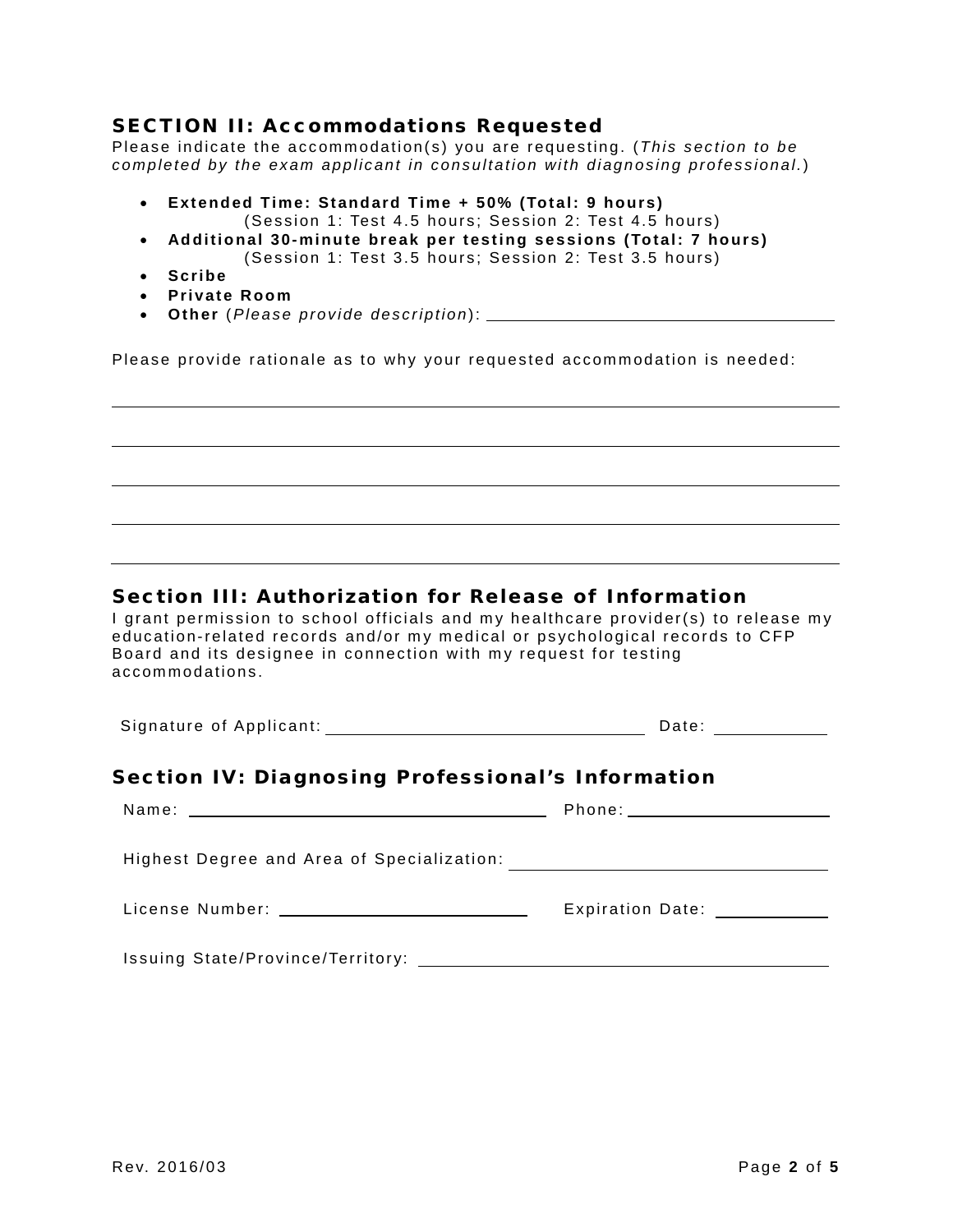## SECTION II: Accommodations Requested

Please indicate the accommodation(s) you are requesting. (*This section to be completed by the exam applicant in consultation with diagnosing professional.*)

- **Extended Time: Standard Time + 50% (Total: 9 hours)**
  (Session 1: Test 4.5 hours; Session 2: Test 4.5 hours)
- **Additional 30-minute break per testing sessions (Total: 7 hours)**
  (Session 1: Test 3.5 hours; Session 2: Test 3.5 hours)
- **Scribe**
- **Private Room**
- **Other** (*Please provide description*): ______________________________

Please provide rationale as to why your requested accommodation is needed:

______________________________________________________________________

______________________________________________________________________

______________________________________________________________________

______________________________________________________________________

______________________________________________________________________

## Section III: Authorization for Release of Information

I grant permission to school officials and my healthcare provider(s) to release my education-related records and/or my medical or psychological records to CFP Board and its designee in connection with my request for testing accommodations.

Signature of Applicant: ______________________________ Date: __________

## Section IV: Diagnosing Professional's Information

Name: ______________________________ Phone: ____________________

Highest Degree and Area of Specialization: ______________________________

License Number: ______________________ Expiration Date: __________

Issuing State/Province/Territory: ______________________________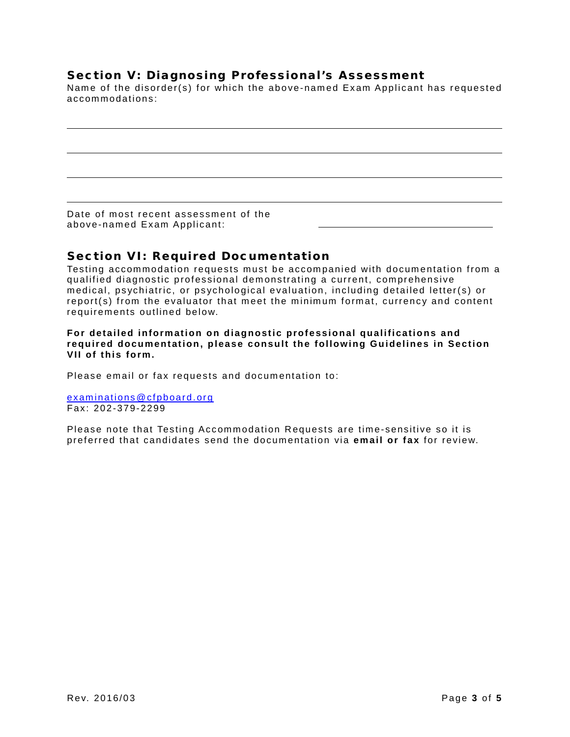## Section V: Diagnosing Professional's Assessment

Name of the disorder(s) for which the above-named Exam Applicant has requested accommodations:

\_\_\_\_\_\_\_\_\_\_\_\_\_\_\_\_\_\_\_\_\_\_\_\_\_\_\_\_\_\_\_\_\_\_\_\_\_\_\_\_\_\_\_\_\_\_\_\_\_\_\_\_\_\_\_\_\_\_\_\_

\_\_\_\_\_\_\_\_\_\_\_\_\_\_\_\_\_\_\_\_\_\_\_\_\_\_\_\_\_\_\_\_\_\_\_\_\_\_\_\_\_\_\_\_\_\_\_\_\_\_\_\_\_\_\_\_\_\_\_\_

\_\_\_\_\_\_\_\_\_\_\_\_\_\_\_\_\_\_\_\_\_\_\_\_\_\_\_\_\_\_\_\_\_\_\_\_\_\_\_\_\_\_\_\_\_\_\_\_\_\_\_\_\_\_\_\_\_\_\_\_

\_\_\_\_\_\_\_\_\_\_\_\_\_\_\_\_\_\_\_\_\_\_\_\_\_\_\_\_\_\_\_\_\_\_\_\_\_\_\_\_\_\_\_\_\_\_\_\_\_\_\_\_\_\_\_\_\_\_\_\_

Date of most recent assessment of the above-named Exam Applicant: \_\_\_\_\_\_\_\_\_\_\_\_\_\_\_\_\_\_\_\_\_\_\_\_

## Section VI: Required Documentation

Testing accommodation requests must be accompanied with documentation from a qualified diagnostic professional demonstrating a current, comprehensive medical, psychiatric, or psychological evaluation, including detailed letter(s) or report(s) from the evaluator that meet the minimum format, currency and content requirements outlined below.

**For detailed information on diagnostic professional qualifications and required documentation, please consult the following Guidelines in Section VII of this form.**

Please email or fax requests and documentation to:

examinations@cfpboard.org
Fax: 202-379-2299

Please note that Testing Accommodation Requests are time-sensitive so it is preferred that candidates send the documentation via **email or fax** for review.

Rev. 2016/03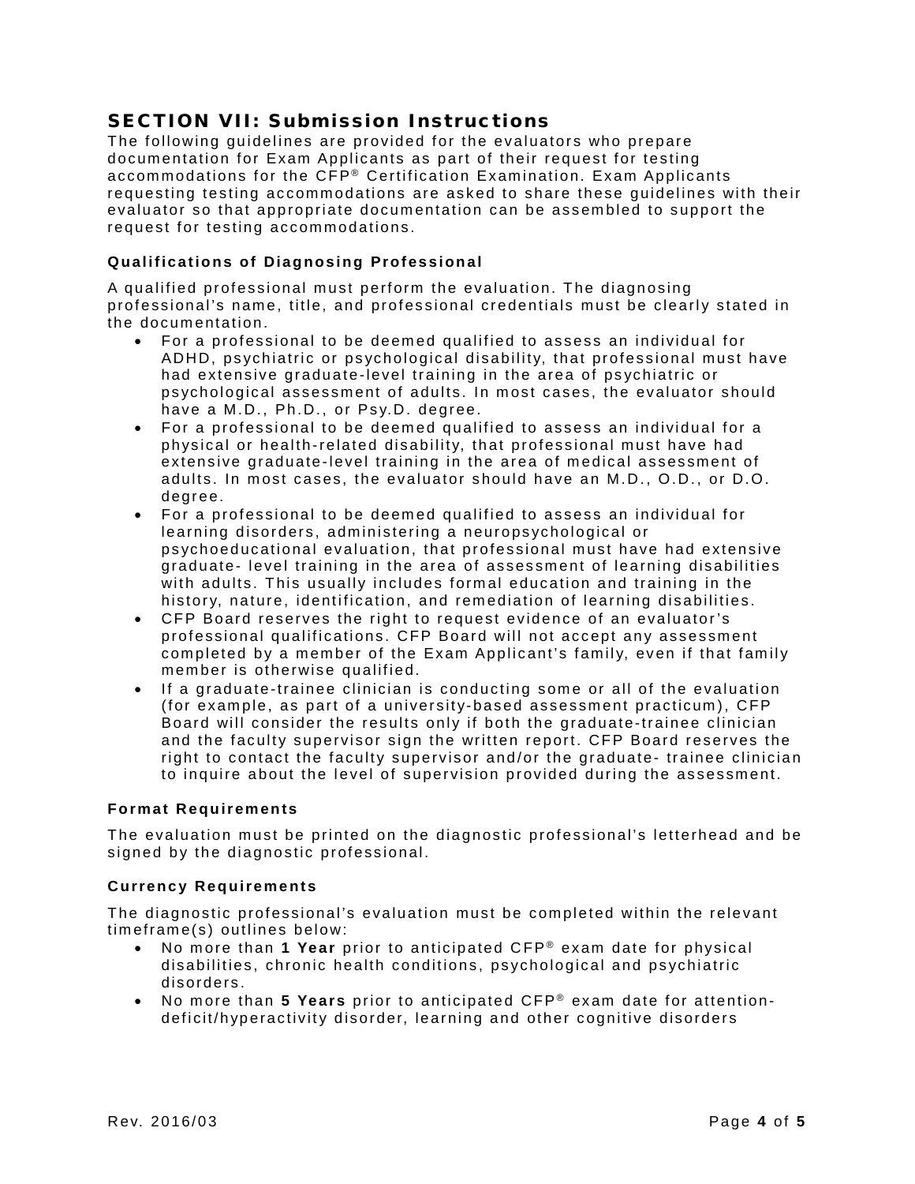## SECTION VII: Submission Instructions

The following guidelines are provided for the evaluators who prepare documentation for Exam Applicants as part of their request for testing accommodations for the CFP® Certification Examination. Exam Applicants requesting testing accommodations are asked to share these guidelines with their evaluator so that appropriate documentation can be assembled to support the request for testing accommodations.

### Qualifications of Diagnosing Professional

A qualified professional must perform the evaluation. The diagnosing professional's name, title, and professional credentials must be clearly stated in the documentation.

- For a professional to be deemed qualified to assess an individual for ADHD, psychiatric or psychological disability, that professional must have had extensive graduate-level training in the area of psychiatric or psychological assessment of adults. In most cases, the evaluator should have a M.D., Ph.D., or Psy.D. degree.
- For a professional to be deemed qualified to assess an individual for a physical or health-related disability, that professional must have had extensive graduate-level training in the area of medical assessment of adults. In most cases, the evaluator should have an M.D., O.D., or D.O. degree.
- For a professional to be deemed qualified to assess an individual for learning disorders, administering a neuropsychological or psychoeducational evaluation, that professional must have had extensive graduate- level training in the area of assessment of learning disabilities with adults. This usually includes formal education and training in the history, nature, identification, and remediation of learning disabilities.
- CFP Board reserves the right to request evidence of an evaluator's professional qualifications. CFP Board will not accept any assessment completed by a member of the Exam Applicant's family, even if that family member is otherwise qualified.
- If a graduate-trainee clinician is conducting some or all of the evaluation (for example, as part of a university-based assessment practicum), CFP Board will consider the results only if both the graduate-trainee clinician and the faculty supervisor sign the written report. CFP Board reserves the right to contact the faculty supervisor and/or the graduate- trainee clinician to inquire about the level of supervision provided during the assessment.

### Format Requirements

The evaluation must be printed on the diagnostic professional's letterhead and be signed by the diagnostic professional.

### Currency Requirements

The diagnostic professional's evaluation must be completed within the relevant timeframe(s) outlines below:

- No more than **1 Year** prior to anticipated CFP® exam date for physical disabilities, chronic health conditions, psychological and psychiatric disorders.
- No more than **5 Years** prior to anticipated CFP® exam date for attention-deficit/hyperactivity disorder, learning and other cognitive disorders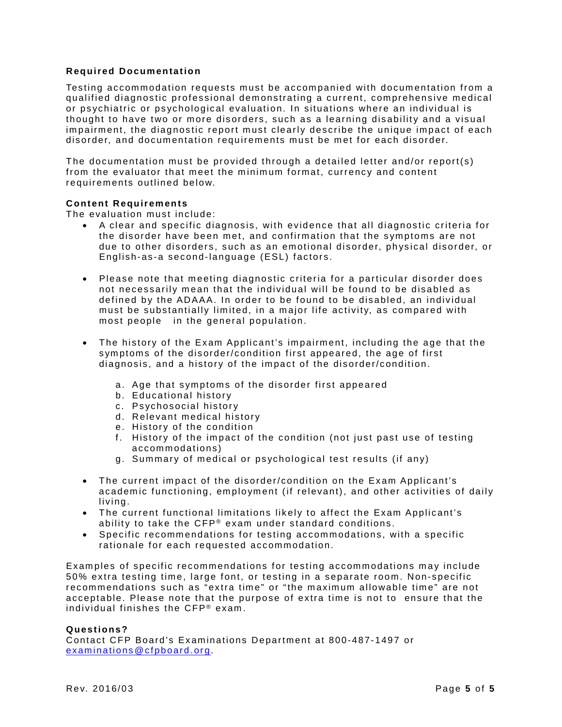**Required Documentation**

Testing accommodation requests must be accompanied with documentation from a qualified diagnostic professional demonstrating a current, comprehensive medical or psychiatric or psychological evaluation. In situations where an individual is thought to have two or more disorders, such as a learning disability and a visual impairment, the diagnostic report must clearly describe the unique impact of each disorder, and documentation requirements must be met for each disorder.

The documentation must be provided through a detailed letter and/or report(s) from the evaluator that meet the minimum format, currency and content requirements outlined below.

**Content Requirements**

The evaluation must include:

- A clear and specific diagnosis, with evidence that all diagnostic criteria for the disorder have been met, and confirmation that the symptoms are not due to other disorders, such as an emotional disorder, physical disorder, or English-as-a second-language (ESL) factors.

- Please note that meeting diagnostic criteria for a particular disorder does not necessarily mean that the individual will be found to be disabled as defined by the ADAAA. In order to be found to be disabled, an individual must be substantially limited, in a major life activity, as compared with most people in the general population.

- The history of the Exam Applicant's impairment, including the age that the symptoms of the disorder/condition first appeared, the age of first diagnosis, and a history of the impact of the disorder/condition.

    a. Age that symptoms of the disorder first appeared
    b. Educational history
    c. Psychosocial history
    d. Relevant medical history
    e. History of the condition
    f. History of the impact of the condition (not just past use of testing accommodations)
    g. Summary of medical or psychological test results (if any)

- The current impact of the disorder/condition on the Exam Applicant's academic functioning, employment (if relevant), and other activities of daily living.
- The current functional limitations likely to affect the Exam Applicant's ability to take the CFP® exam under standard conditions.
- Specific recommendations for testing accommodations, with a specific rationale for each requested accommodation.

Examples of specific recommendations for testing accommodations may include 50% extra testing time, large font, or testing in a separate room. Non-specific recommendations such as "extra time" or "the maximum allowable time" are not acceptable. Please note that the purpose of extra time is not to ensure that the individual finishes the CFP® exam.

**Questions?**

Contact CFP Board's Examinations Department at 800-487-1497 or examinations@cfpboard.org.

Rev. 2016/03